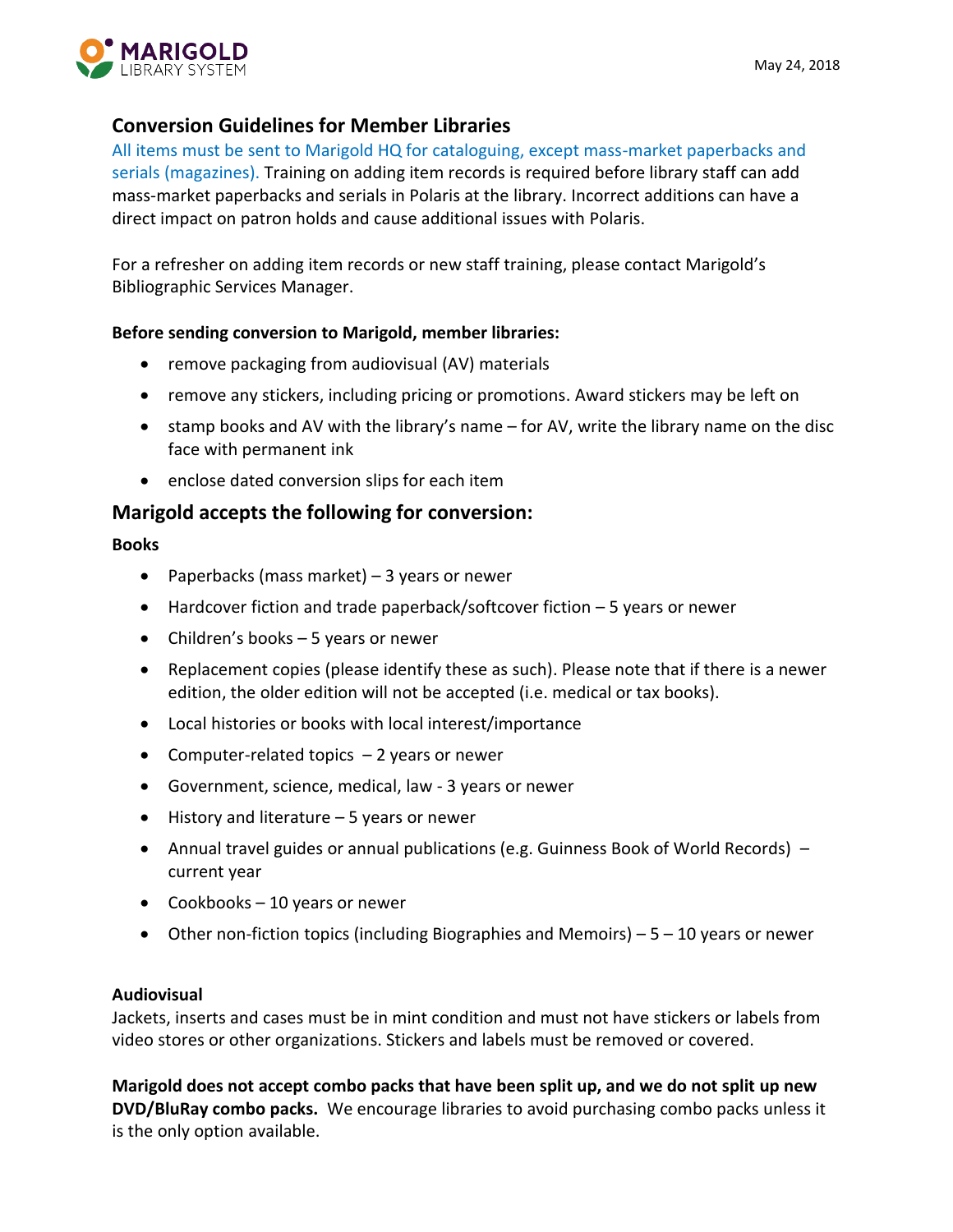# Conversion Guidelines for Member Libraries

All items must be sent to Marigold HQ for cataloguing, except mass-market paperbacks and serials (magazines). Training on adding item records is required before library staff can add mass-market paperbacks and serials in Polaris at the library. Incorrect additions can have a direct impact on patron holds and cause additional issues with Polaris.

For a refresher on adding item records or new staff training, please contact Marigold's Bibliographic Services Manager.

**Before sending conversion to Marigold, member libraries:**

- remove packaging from audiovisual (AV) materials
- remove any stickers, including pricing or promotions. Award stickers may be left on
- stamp books and AV with the library's name – for AV, write the library name on the disc face with permanent ink
- enclose dated conversion slips for each item

## Marigold accepts the following for conversion:

**Books**

- Paperbacks (mass market) – 3 years or newer
- Hardcover fiction and trade paperback/softcover fiction – 5 years or newer
- Children's books – 5 years or newer
- Replacement copies (please identify these as such). Please note that if there is a newer edition, the older edition will not be accepted (i.e. medical or tax books).
- Local histories or books with local interest/importance
- Computer-related topics – 2 years or newer
- Government, science, medical, law - 3 years or newer
- History and literature – 5 years or newer
- Annual travel guides or annual publications (e.g. Guinness Book of World Records) – current year
- Cookbooks – 10 years or newer
- Other non-fiction topics (including Biographies and Memoirs) – 5 – 10 years or newer

**Audiovisual**

Jackets, inserts and cases must be in mint condition and must not have stickers or labels from video stores or other organizations. Stickers and labels must be removed or covered.

**Marigold does not accept combo packs that have been split up, and we do not split up new DVD/BluRay combo packs.** We encourage libraries to avoid purchasing combo packs unless it is the only option available.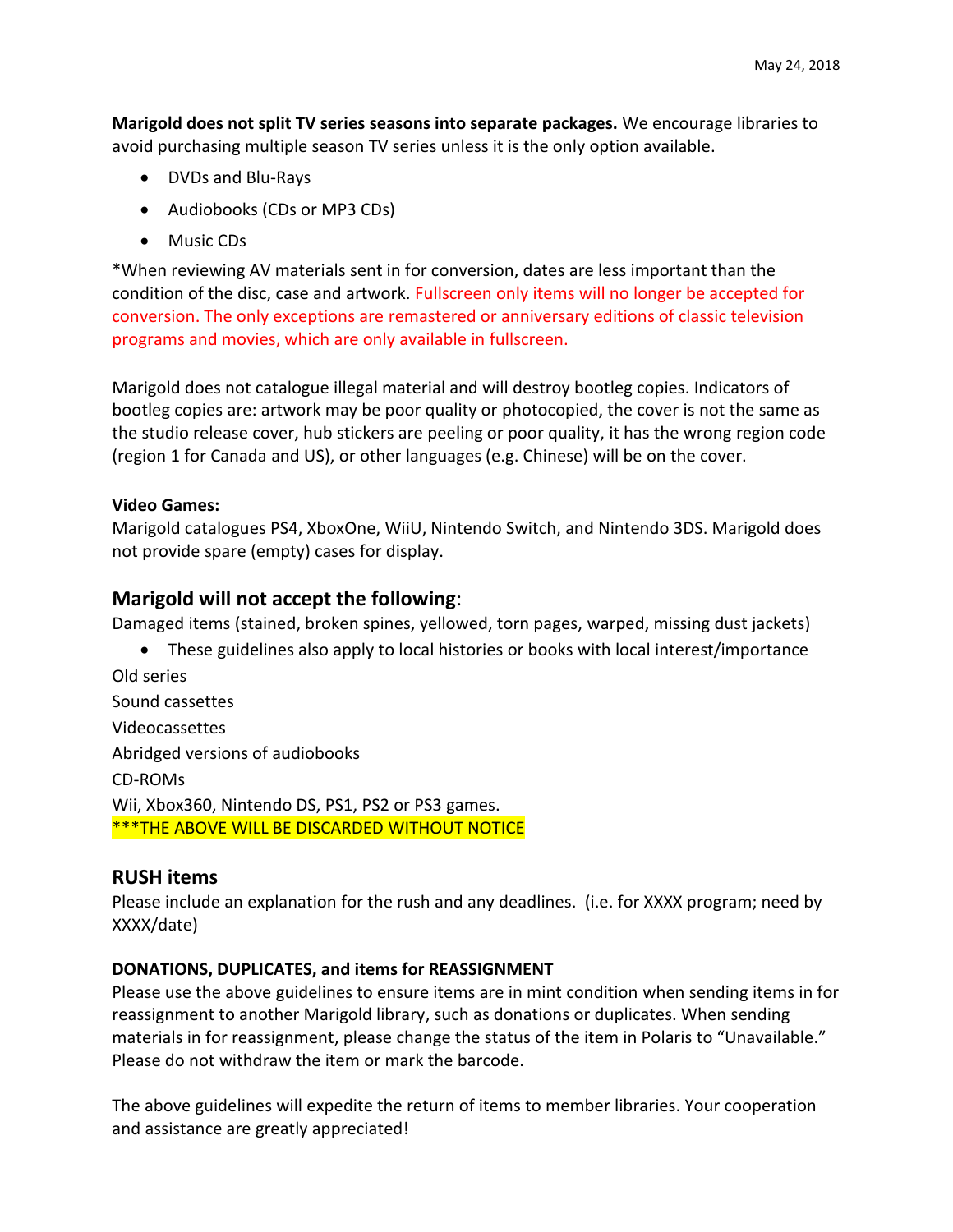May 24, 2018

**Marigold does not split TV series seasons into separate packages.** We encourage libraries to avoid purchasing multiple season TV series unless it is the only option available.

- DVDs and Blu-Rays
- Audiobooks (CDs or MP3 CDs)
- Music CDs

*When reviewing AV materials sent in for conversion, dates are less important than the condition of the disc, case and artwork. Fullscreen only items will no longer be accepted for conversion. The only exceptions are remastered or anniversary editions of classic television programs and movies, which are only available in fullscreen.

Marigold does not catalogue illegal material and will destroy bootleg copies. Indicators of bootleg copies are: artwork may be poor quality or photocopied, the cover is not the same as the studio release cover, hub stickers are peeling or poor quality, it has the wrong region code (region 1 for Canada and US), or other languages (e.g. Chinese) will be on the cover.

**Video Games:**
Marigold catalogues PS4, XboxOne, WiiU, Nintendo Switch, and Nintendo 3DS. Marigold does not provide spare (empty) cases for display.

## Marigold will not accept the following:

Damaged items (stained, broken spines, yellowed, torn pages, warped, missing dust jackets)

- These guidelines also apply to local histories or books with local interest/importance

Old series
Sound cassettes
Videocassettes
Abridged versions of audiobooks
CD-ROMs
Wii, Xbox360, Nintendo DS, PS1, PS2 or PS3 games.
***THE ABOVE WILL BE DISCARDED WITHOUT NOTICE

## RUSH items

Please include an explanation for the rush and any deadlines. (i.e. for XXXX program; need by XXXX/date)

**DONATIONS, DUPLICATES, and items for REASSIGNMENT**
Please use the above guidelines to ensure items are in mint condition when sending items in for reassignment to another Marigold library, such as donations or duplicates. When sending materials in for reassignment, please change the status of the item in Polaris to "Unavailable." Please do not withdraw the item or mark the barcode.

The above guidelines will expedite the return of items to member libraries. Your cooperation and assistance are greatly appreciated!